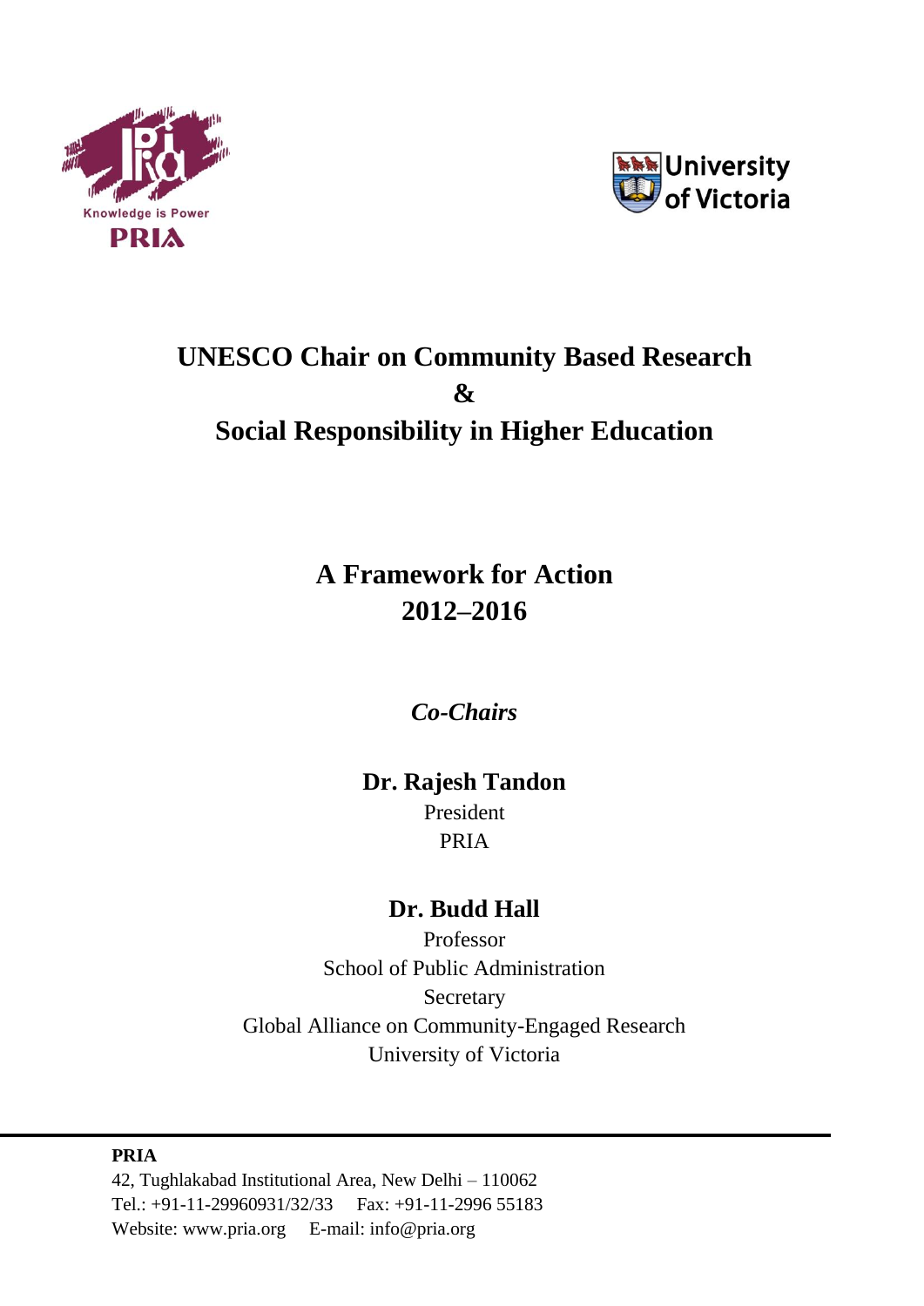Knowledge is Power

PRIA

University of Victoria

# UNESCO Chair on Community Based Research & Social Responsibility in Higher Education

## A Framework for Action 2012–2016

*Co-Chairs*

**Dr. Rajesh Tandon**
President
PRIA

**Dr. Budd Hall**
Professor
School of Public Administration
Secretary
Global Alliance on Community-Engaged Research
University of Victoria

---

**PRIA**
42, Tughlakabad Institutional Area, New Delhi – 110062
Tel.: +91-11-29960931/32/33 Fax: +91-11-2996 55183
Website: www.pria.org E-mail: info@pria.org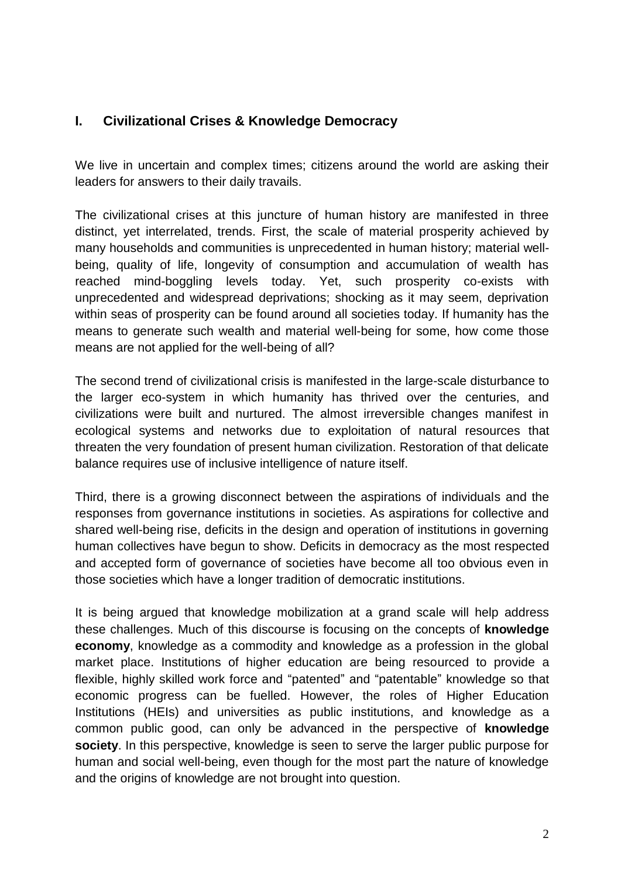## I. Civilizational Crises & Knowledge Democracy

We live in uncertain and complex times; citizens around the world are asking their leaders for answers to their daily travails.

The civilizational crises at this juncture of human history are manifested in three distinct, yet interrelated, trends. First, the scale of material prosperity achieved by many households and communities is unprecedented in human history; material well-being, quality of life, longevity of consumption and accumulation of wealth has reached mind-boggling levels today. Yet, such prosperity co-exists with unprecedented and widespread deprivations; shocking as it may seem, deprivation within seas of prosperity can be found around all societies today. If humanity has the means to generate such wealth and material well-being for some, how come those means are not applied for the well-being of all?

The second trend of civilizational crisis is manifested in the large-scale disturbance to the larger eco-system in which humanity has thrived over the centuries, and civilizations were built and nurtured. The almost irreversible changes manifest in ecological systems and networks due to exploitation of natural resources that threaten the very foundation of present human civilization. Restoration of that delicate balance requires use of inclusive intelligence of nature itself.

Third, there is a growing disconnect between the aspirations of individuals and the responses from governance institutions in societies. As aspirations for collective and shared well-being rise, deficits in the design and operation of institutions in governing human collectives have begun to show. Deficits in democracy as the most respected and accepted form of governance of societies have become all too obvious even in those societies which have a longer tradition of democratic institutions.

It is being argued that knowledge mobilization at a grand scale will help address these challenges. Much of this discourse is focusing on the concepts of **knowledge economy**, knowledge as a commodity and knowledge as a profession in the global market place. Institutions of higher education are being resourced to provide a flexible, highly skilled work force and "patented" and "patentable" knowledge so that economic progress can be fuelled. However, the roles of Higher Education Institutions (HEIs) and universities as public institutions, and knowledge as a common public good, can only be advanced in the perspective of **knowledge society**. In this perspective, knowledge is seen to serve the larger public purpose for human and social well-being, even though for the most part the nature of knowledge and the origins of knowledge are not brought into question.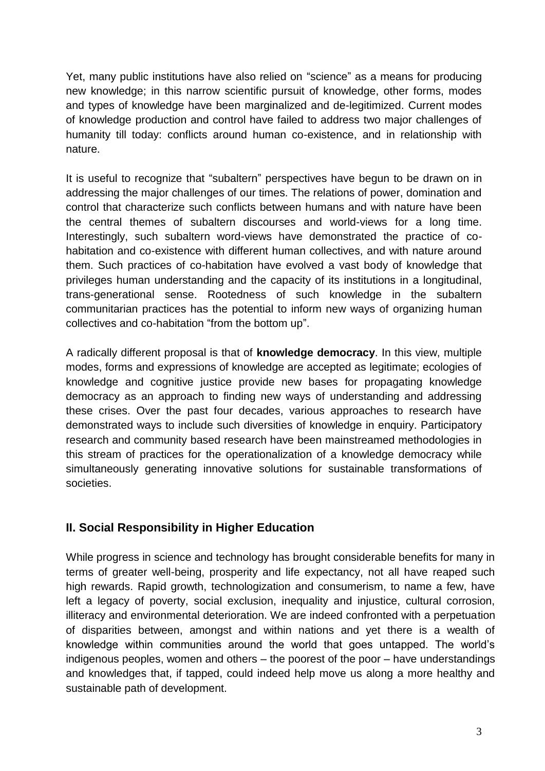Yet, many public institutions have also relied on "science" as a means for producing new knowledge; in this narrow scientific pursuit of knowledge, other forms, modes and types of knowledge have been marginalized and de-legitimized. Current modes of knowledge production and control have failed to address two major challenges of humanity till today: conflicts around human co-existence, and in relationship with nature.

It is useful to recognize that "subaltern" perspectives have begun to be drawn on in addressing the major challenges of our times. The relations of power, domination and control that characterize such conflicts between humans and with nature have been the central themes of subaltern discourses and world-views for a long time. Interestingly, such subaltern word-views have demonstrated the practice of co-habitation and co-existence with different human collectives, and with nature around them. Such practices of co-habitation have evolved a vast body of knowledge that privileges human understanding and the capacity of its institutions in a longitudinal, trans-generational sense. Rootedness of such knowledge in the subaltern communitarian practices has the potential to inform new ways of organizing human collectives and co-habitation "from the bottom up".

A radically different proposal is that of **knowledge democracy**. In this view, multiple modes, forms and expressions of knowledge are accepted as legitimate; ecologies of knowledge and cognitive justice provide new bases for propagating knowledge democracy as an approach to finding new ways of understanding and addressing these crises. Over the past four decades, various approaches to research have demonstrated ways to include such diversities of knowledge in enquiry. Participatory research and community based research have been mainstreamed methodologies in this stream of practices for the operationalization of a knowledge democracy while simultaneously generating innovative solutions for sustainable transformations of societies.

## II. Social Responsibility in Higher Education

While progress in science and technology has brought considerable benefits for many in terms of greater well-being, prosperity and life expectancy, not all have reaped such high rewards. Rapid growth, technologization and consumerism, to name a few, have left a legacy of poverty, social exclusion, inequality and injustice, cultural corrosion, illiteracy and environmental deterioration. We are indeed confronted with a perpetuation of disparities between, amongst and within nations and yet there is a wealth of knowledge within communities around the world that goes untapped. The world's indigenous peoples, women and others – the poorest of the poor – have understandings and knowledges that, if tapped, could indeed help move us along a more healthy and sustainable path of development.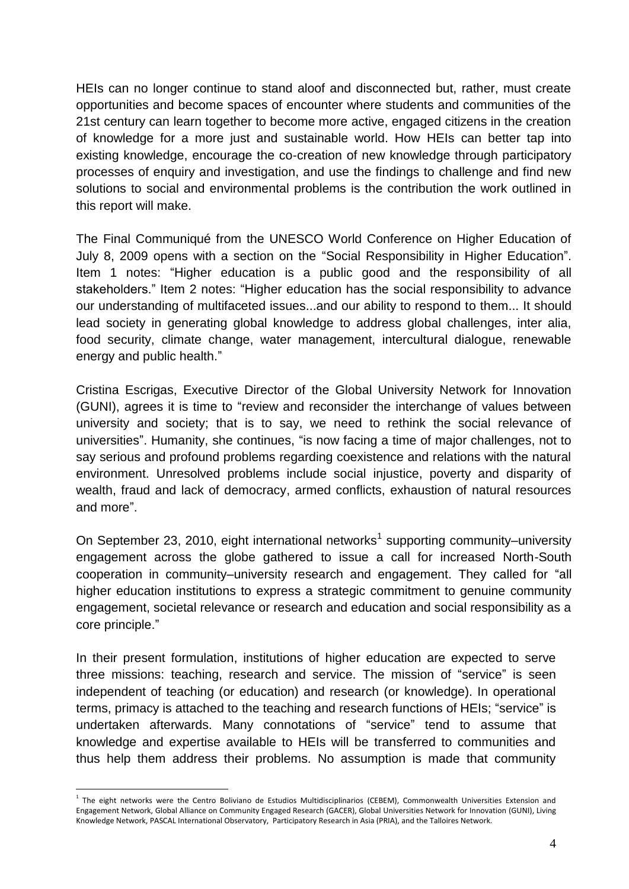HEIs can no longer continue to stand aloof and disconnected but, rather, must create opportunities and become spaces of encounter where students and communities of the 21st century can learn together to become more active, engaged citizens in the creation of knowledge for a more just and sustainable world. How HEIs can better tap into existing knowledge, encourage the co-creation of new knowledge through participatory processes of enquiry and investigation, and use the findings to challenge and find new solutions to social and environmental problems is the contribution the work outlined in this report will make.

The Final Communiqué from the UNESCO World Conference on Higher Education of July 8, 2009 opens with a section on the "Social Responsibility in Higher Education". Item 1 notes: "Higher education is a public good and the responsibility of all stakeholders." Item 2 notes: "Higher education has the social responsibility to advance our understanding of multifaceted issues...and our ability to respond to them... It should lead society in generating global knowledge to address global challenges, inter alia, food security, climate change, water management, intercultural dialogue, renewable energy and public health."

Cristina Escrigas, Executive Director of the Global University Network for Innovation (GUNI), agrees it is time to "review and reconsider the interchange of values between university and society; that is to say, we need to rethink the social relevance of universities". Humanity, she continues, "is now facing a time of major challenges, not to say serious and profound problems regarding coexistence and relations with the natural environment. Unresolved problems include social injustice, poverty and disparity of wealth, fraud and lack of democracy, armed conflicts, exhaustion of natural resources and more".

On September 23, 2010, eight international networks[1] supporting community–university engagement across the globe gathered to issue a call for increased North-South cooperation in community–university research and engagement. They called for "all higher education institutions to express a strategic commitment to genuine community engagement, societal relevance or research and education and social responsibility as a core principle."

In their present formulation, institutions of higher education are expected to serve three missions: teaching, research and service. The mission of "service" is seen independent of teaching (or education) and research (or knowledge). In operational terms, primacy is attached to the teaching and research functions of HEIs; "service" is undertaken afterwards. Many connotations of "service" tend to assume that knowledge and expertise available to HEIs will be transferred to communities and thus help them address their problems. No assumption is made that community

[1] The eight networks were the Centro Boliviano de Estudios Multidisciplinarios (CEBEM), Commonwealth Universities Extension and Engagement Network, Global Alliance on Community Engaged Research (GACER), Global Universities Network for Innovation (GUNI), Living Knowledge Network, PASCAL International Observatory, Participatory Research in Asia (PRIA), and the Talloires Network.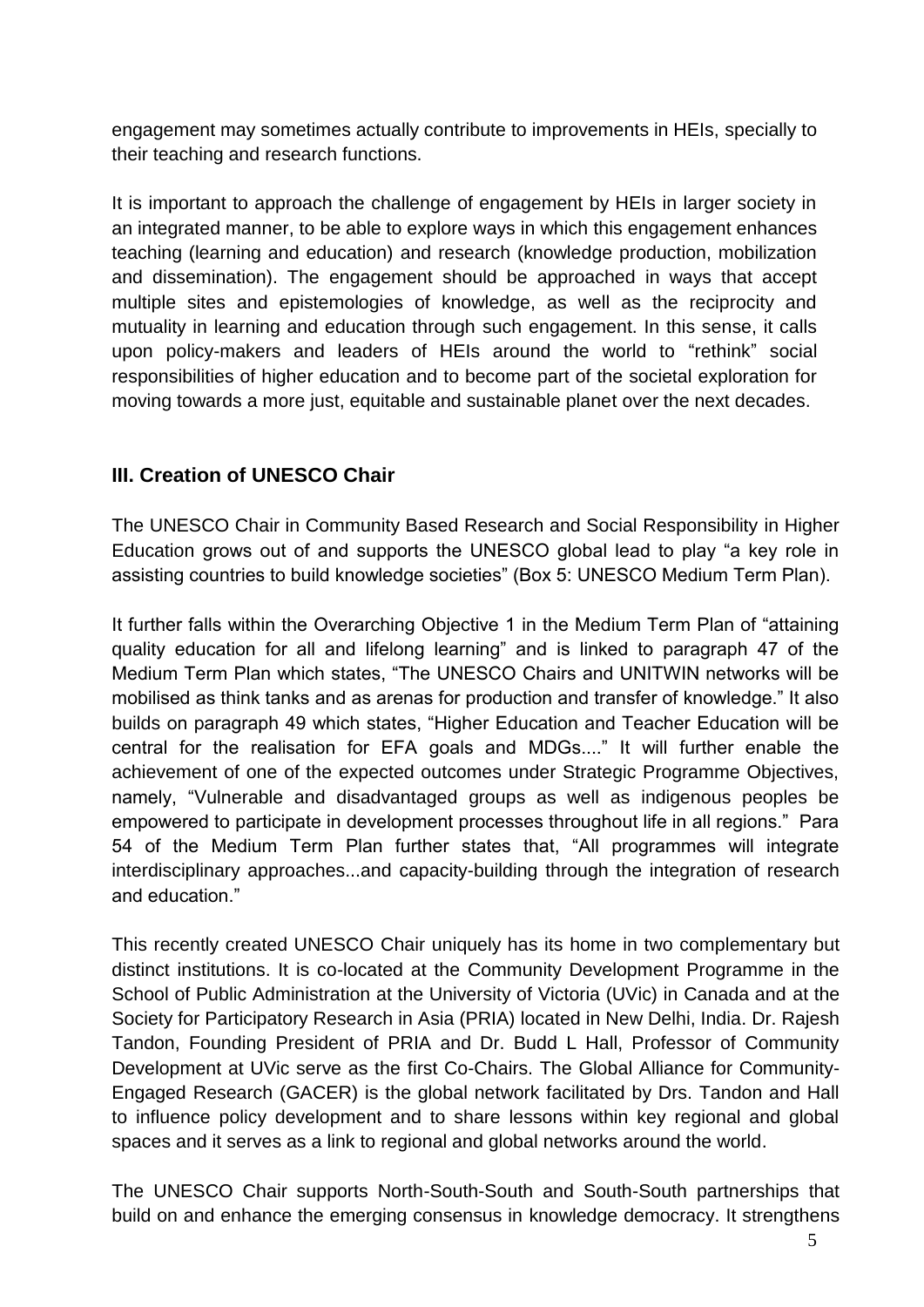engagement may sometimes actually contribute to improvements in HEIs, specially to their teaching and research functions.

It is important to approach the challenge of engagement by HEIs in larger society in an integrated manner, to be able to explore ways in which this engagement enhances teaching (learning and education) and research (knowledge production, mobilization and dissemination). The engagement should be approached in ways that accept multiple sites and epistemologies of knowledge, as well as the reciprocity and mutuality in learning and education through such engagement. In this sense, it calls upon policy-makers and leaders of HEIs around the world to "rethink" social responsibilities of higher education and to become part of the societal exploration for moving towards a more just, equitable and sustainable planet over the next decades.

## III. Creation of UNESCO Chair

The UNESCO Chair in Community Based Research and Social Responsibility in Higher Education grows out of and supports the UNESCO global lead to play "a key role in assisting countries to build knowledge societies" (Box 5: UNESCO Medium Term Plan).

It further falls within the Overarching Objective 1 in the Medium Term Plan of "attaining quality education for all and lifelong learning" and is linked to paragraph 47 of the Medium Term Plan which states, "The UNESCO Chairs and UNITWIN networks will be mobilised as think tanks and as arenas for production and transfer of knowledge." It also builds on paragraph 49 which states, "Higher Education and Teacher Education will be central for the realisation for EFA goals and MDGs...." It will further enable the achievement of one of the expected outcomes under Strategic Programme Objectives, namely, "Vulnerable and disadvantaged groups as well as indigenous peoples be empowered to participate in development processes throughout life in all regions." Para 54 of the Medium Term Plan further states that, "All programmes will integrate interdisciplinary approaches...and capacity-building through the integration of research and education."

This recently created UNESCO Chair uniquely has its home in two complementary but distinct institutions. It is co-located at the Community Development Programme in the School of Public Administration at the University of Victoria (UVic) in Canada and at the Society for Participatory Research in Asia (PRIA) located in New Delhi, India. Dr. Rajesh Tandon, Founding President of PRIA and Dr. Budd L Hall, Professor of Community Development at UVic serve as the first Co-Chairs. The Global Alliance for Community-Engaged Research (GACER) is the global network facilitated by Drs. Tandon and Hall to influence policy development and to share lessons within key regional and global spaces and it serves as a link to regional and global networks around the world.

The UNESCO Chair supports North-South-South and South-South partnerships that build on and enhance the emerging consensus in knowledge democracy. It strengthens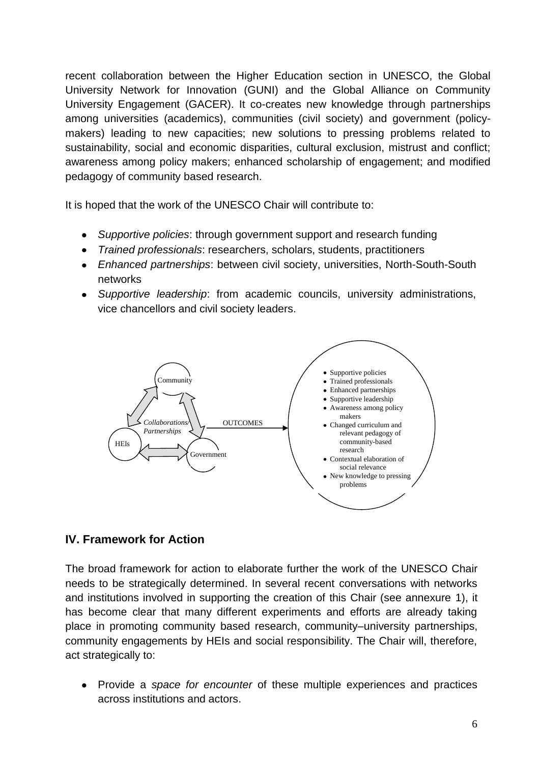recent collaboration between the Higher Education section in UNESCO, the Global University Network for Innovation (GUNI) and the Global Alliance on Community University Engagement (GACER). It co-creates new knowledge through partnerships among universities (academics), communities (civil society) and government (policy-makers) leading to new capacities; new solutions to pressing problems related to sustainability, social and economic disparities, cultural exclusion, mistrust and conflict; awareness among policy makers; enhanced scholarship of engagement; and modified pedagogy of community based research.

It is hoped that the work of the UNESCO Chair will contribute to:

- *Supportive policies*: through government support and research funding
- *Trained professionals*: researchers, scholars, students, practitioners
- *Enhanced partnerships*: between civil society, universities, North-South-South networks
- *Supportive leadership*: from academic councils, university administrations, vice chancellors and civil society leaders.

Community

HEIs

Government

*Collaborations/ Partnerships*

OUTCOMES

- Supportive policies
- Trained professionals
- Enhanced partnerships
- Supportive leadership
- Awareness among policy makers
- Changed curriculum and relevant pedagogy of community-based research
- Contextual elaboration of social relevance
- New knowledge to pressing problems

## IV. Framework for Action

The broad framework for action to elaborate further the work of the UNESCO Chair needs to be strategically determined. In several recent conversations with networks and institutions involved in supporting the creation of this Chair (see annexure 1), it has become clear that many different experiments and efforts are already taking place in promoting community based research, community–university partnerships, community engagements by HEIs and social responsibility. The Chair will, therefore, act strategically to:

- Provide a *space for encounter* of these multiple experiences and practices across institutions and actors.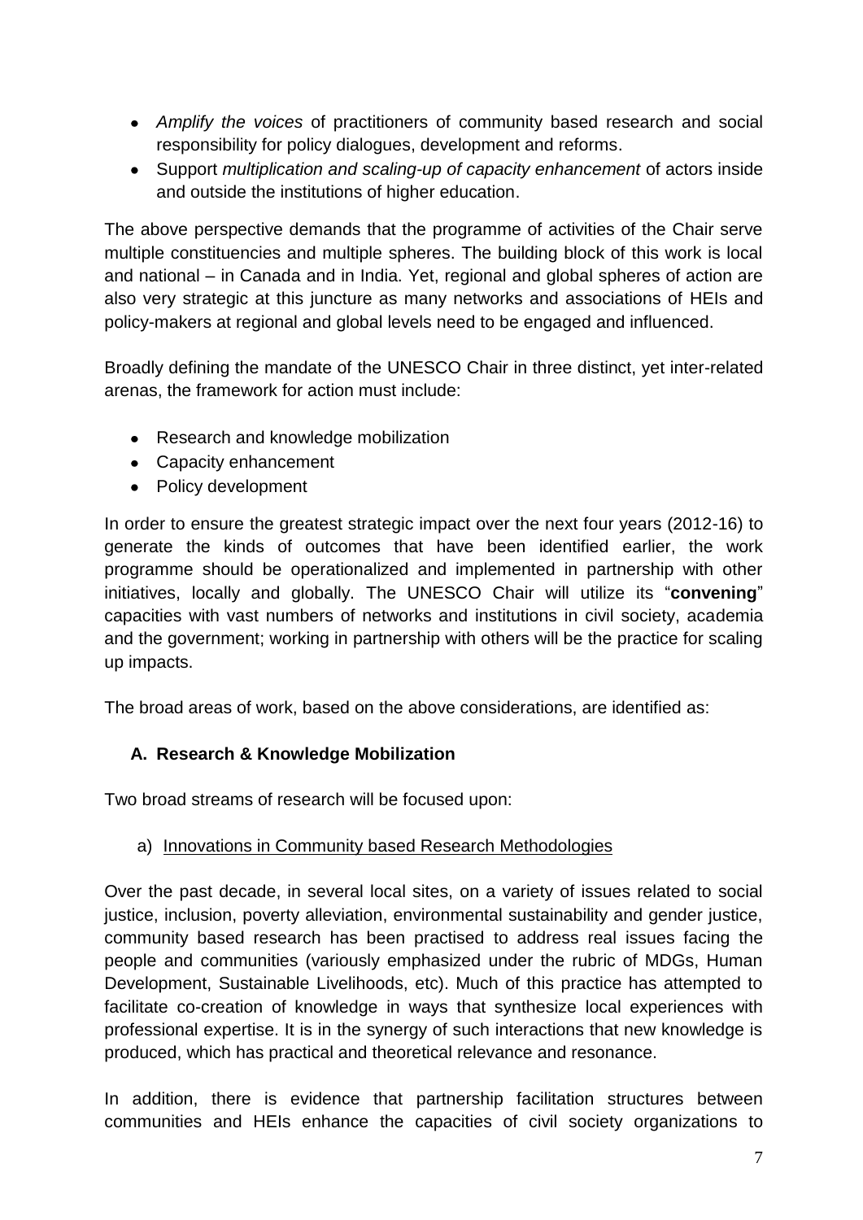- *Amplify the voices* of practitioners of community based research and social responsibility for policy dialogues, development and reforms.
- Support *multiplication and scaling-up of capacity enhancement* of actors inside and outside the institutions of higher education.

The above perspective demands that the programme of activities of the Chair serve multiple constituencies and multiple spheres. The building block of this work is local and national – in Canada and in India. Yet, regional and global spheres of action are also very strategic at this juncture as many networks and associations of HEIs and policy-makers at regional and global levels need to be engaged and influenced.

Broadly defining the mandate of the UNESCO Chair in three distinct, yet inter-related arenas, the framework for action must include:

- Research and knowledge mobilization
- Capacity enhancement
- Policy development

In order to ensure the greatest strategic impact over the next four years (2012-16) to generate the kinds of outcomes that have been identified earlier, the work programme should be operationalized and implemented in partnership with other initiatives, locally and globally. The UNESCO Chair will utilize its "**convening**" capacities with vast numbers of networks and institutions in civil society, academia and the government; working in partnership with others will be the practice for scaling up impacts.

The broad areas of work, based on the above considerations, are identified as:

### A. Research & Knowledge Mobilization

Two broad streams of research will be focused upon:

a) <u>Innovations in Community based Research Methodologies</u>

Over the past decade, in several local sites, on a variety of issues related to social justice, inclusion, poverty alleviation, environmental sustainability and gender justice, community based research has been practised to address real issues facing the people and communities (variously emphasized under the rubric of MDGs, Human Development, Sustainable Livelihoods, etc). Much of this practice has attempted to facilitate co-creation of knowledge in ways that synthesize local experiences with professional expertise. It is in the synergy of such interactions that new knowledge is produced, which has practical and theoretical relevance and resonance.

In addition, there is evidence that partnership facilitation structures between communities and HEIs enhance the capacities of civil society organizations to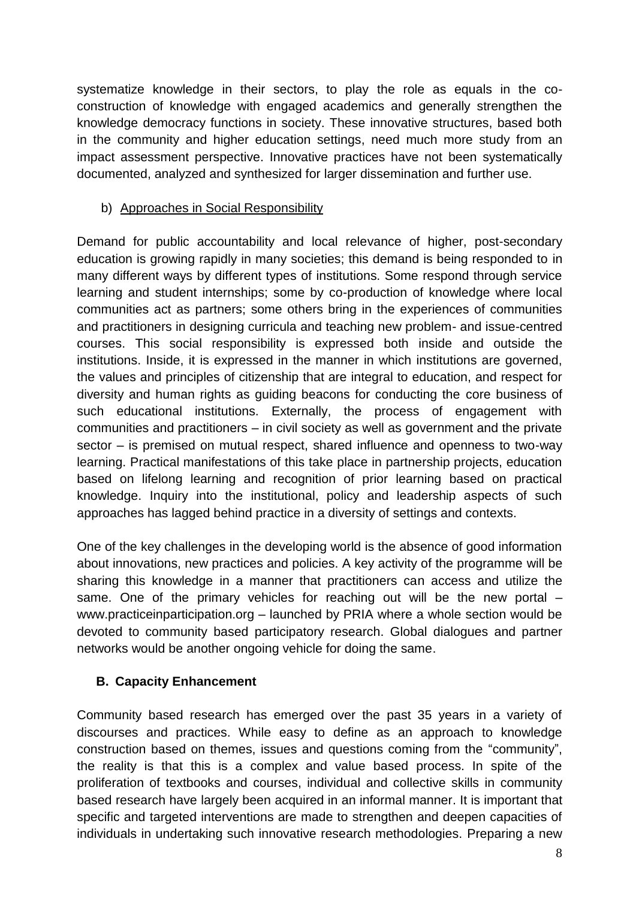systematize knowledge in their sectors, to play the role as equals in the co-construction of knowledge with engaged academics and generally strengthen the knowledge democracy functions in society. These innovative structures, based both in the community and higher education settings, need much more study from an impact assessment perspective. Innovative practices have not been systematically documented, analyzed and synthesized for larger dissemination and further use.

b) Approaches in Social Responsibility

Demand for public accountability and local relevance of higher, post-secondary education is growing rapidly in many societies; this demand is being responded to in many different ways by different types of institutions. Some respond through service learning and student internships; some by co-production of knowledge where local communities act as partners; some others bring in the experiences of communities and practitioners in designing curricula and teaching new problem- and issue-centred courses. This social responsibility is expressed both inside and outside the institutions. Inside, it is expressed in the manner in which institutions are governed, the values and principles of citizenship that are integral to education, and respect for diversity and human rights as guiding beacons for conducting the core business of such educational institutions. Externally, the process of engagement with communities and practitioners – in civil society as well as government and the private sector – is premised on mutual respect, shared influence and openness to two-way learning. Practical manifestations of this take place in partnership projects, education based on lifelong learning and recognition of prior learning based on practical knowledge. Inquiry into the institutional, policy and leadership aspects of such approaches has lagged behind practice in a diversity of settings and contexts.

One of the key challenges in the developing world is the absence of good information about innovations, new practices and policies. A key activity of the programme will be sharing this knowledge in a manner that practitioners can access and utilize the same. One of the primary vehicles for reaching out will be the new portal – www.practiceinparticipation.org – launched by PRIA where a whole section would be devoted to community based participatory research. Global dialogues and partner networks would be another ongoing vehicle for doing the same.

## B. Capacity Enhancement

Community based research has emerged over the past 35 years in a variety of discourses and practices. While easy to define as an approach to knowledge construction based on themes, issues and questions coming from the "community", the reality is that this is a complex and value based process. In spite of the proliferation of textbooks and courses, individual and collective skills in community based research have largely been acquired in an informal manner. It is important that specific and targeted interventions are made to strengthen and deepen capacities of individuals in undertaking such innovative research methodologies. Preparing a new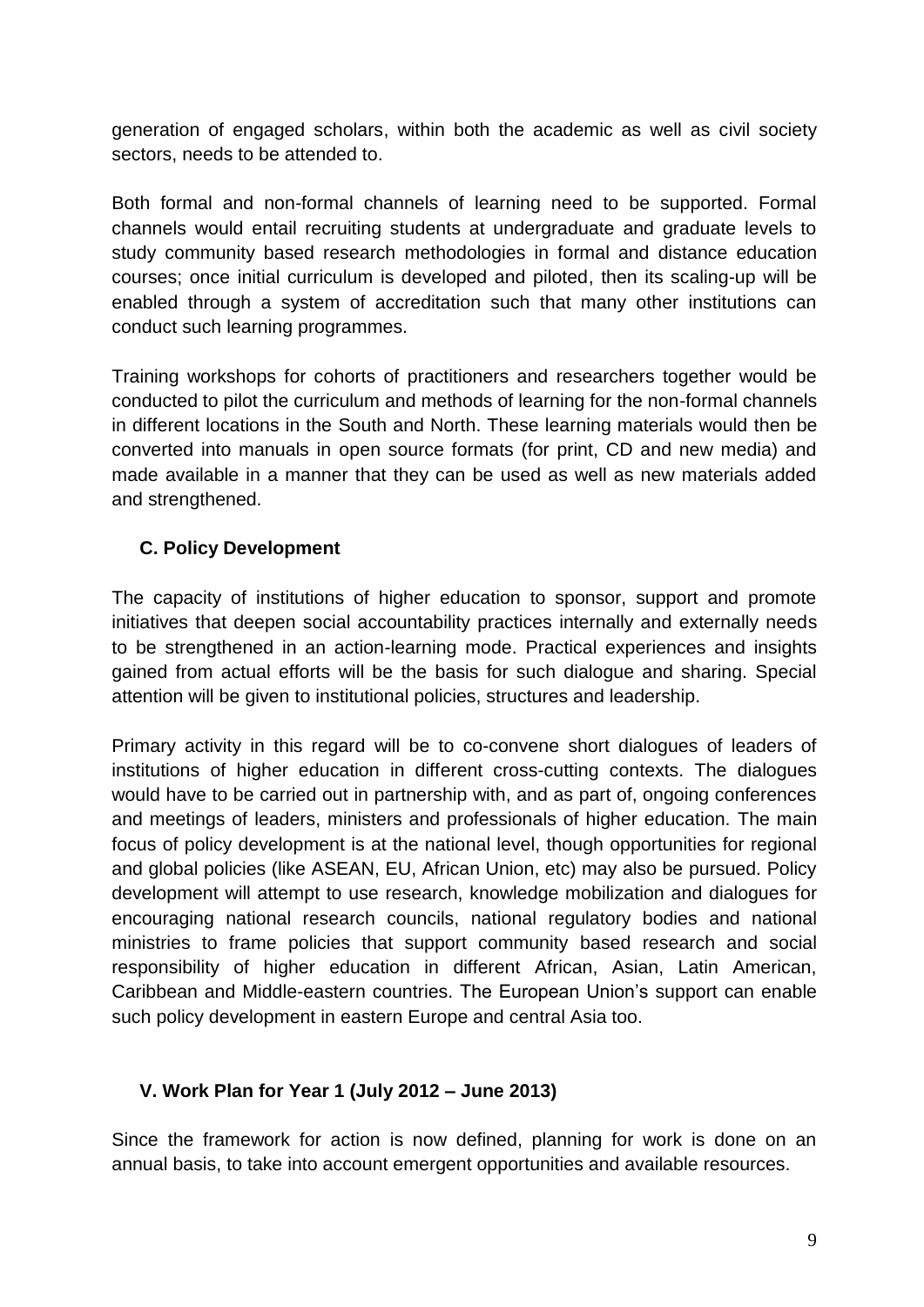generation of engaged scholars, within both the academic as well as civil society sectors, needs to be attended to.

Both formal and non-formal channels of learning need to be supported. Formal channels would entail recruiting students at undergraduate and graduate levels to study community based research methodologies in formal and distance education courses; once initial curriculum is developed and piloted, then its scaling-up will be enabled through a system of accreditation such that many other institutions can conduct such learning programmes.

Training workshops for cohorts of practitioners and researchers together would be conducted to pilot the curriculum and methods of learning for the non-formal channels in different locations in the South and North. These learning materials would then be converted into manuals in open source formats (for print, CD and new media) and made available in a manner that they can be used as well as new materials added and strengthened.

### C. Policy Development

The capacity of institutions of higher education to sponsor, support and promote initiatives that deepen social accountability practices internally and externally needs to be strengthened in an action-learning mode. Practical experiences and insights gained from actual efforts will be the basis for such dialogue and sharing. Special attention will be given to institutional policies, structures and leadership.

Primary activity in this regard will be to co-convene short dialogues of leaders of institutions of higher education in different cross-cutting contexts. The dialogues would have to be carried out in partnership with, and as part of, ongoing conferences and meetings of leaders, ministers and professionals of higher education. The main focus of policy development is at the national level, though opportunities for regional and global policies (like ASEAN, EU, African Union, etc) may also be pursued. Policy development will attempt to use research, knowledge mobilization and dialogues for encouraging national research councils, national regulatory bodies and national ministries to frame policies that support community based research and social responsibility of higher education in different African, Asian, Latin American, Caribbean and Middle-eastern countries. The European Union's support can enable such policy development in eastern Europe and central Asia too.

## V. Work Plan for Year 1 (July 2012 – June 2013)

Since the framework for action is now defined, planning for work is done on an annual basis, to take into account emergent opportunities and available resources.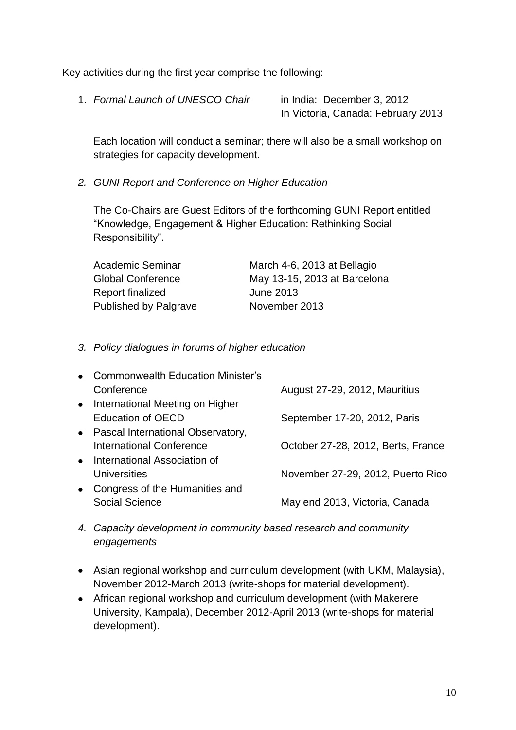Key activities during the first year comprise the following:

1. *Formal Launch of UNESCO Chair* in India: December 3, 2012
   In Victoria, Canada: February 2013

   Each location will conduct a seminar; there will also be a small workshop on strategies for capacity development.

2. *GUNI Report and Conference on Higher Education*

   The Co-Chairs are Guest Editors of the forthcoming GUNI Report entitled "Knowledge, Engagement & Higher Education: Rethinking Social Responsibility".

| | |
|---|---|
| Academic Seminar | March 4-6, 2013 at Bellagio |
| Global Conference | May 13-15, 2013 at Barcelona |
| Report finalized | June 2013 |
| Published by Palgrave | November 2013 |

3. *Policy dialogues in forums of higher education*

| | |
|---|---|
| • Commonwealth Education Minister's Conference | August 27-29, 2012, Mauritius |
| • International Meeting on Higher Education of OECD | September 17-20, 2012, Paris |
| • Pascal International Observatory, International Conference | October 27-28, 2012, Berts, France |
| • International Association of Universities | November 27-29, 2012, Puerto Rico |
| • Congress of the Humanities and Social Science | May end 2013, Victoria, Canada |

4. *Capacity development in community based research and community engagements*

- Asian regional workshop and curriculum development (with UKM, Malaysia), November 2012-March 2013 (write-shops for material development).
- African regional workshop and curriculum development (with Makerere University, Kampala), December 2012-April 2013 (write-shops for material development).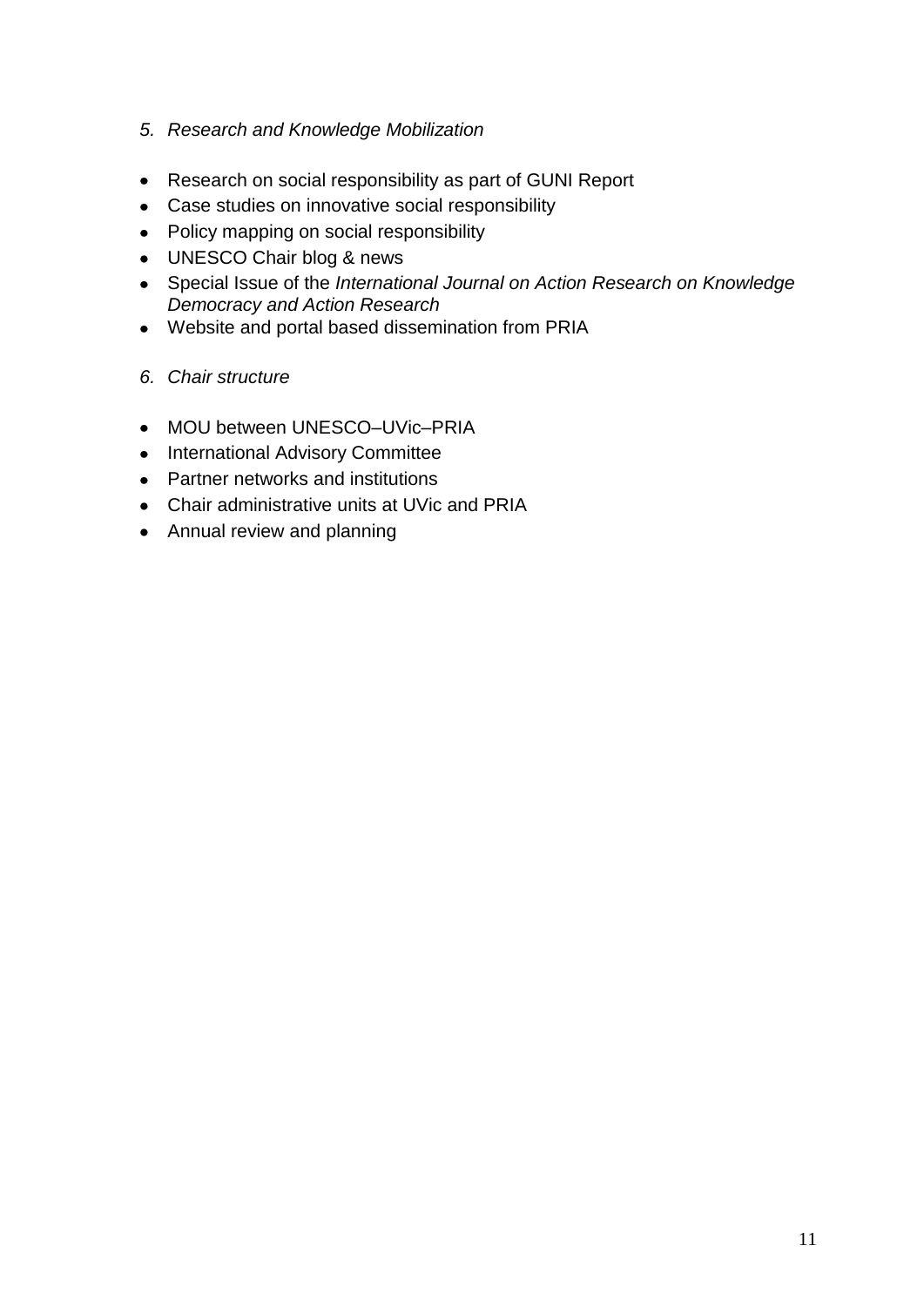*5. Research and Knowledge Mobilization*

- Research on social responsibility as part of GUNI Report
- Case studies on innovative social responsibility
- Policy mapping on social responsibility
- UNESCO Chair blog & news
- Special Issue of the *International Journal on Action Research on Knowledge Democracy and Action Research*
- Website and portal based dissemination from PRIA

*6. Chair structure*

- MOU between UNESCO–UVic–PRIA
- International Advisory Committee
- Partner networks and institutions
- Chair administrative units at UVic and PRIA
- Annual review and planning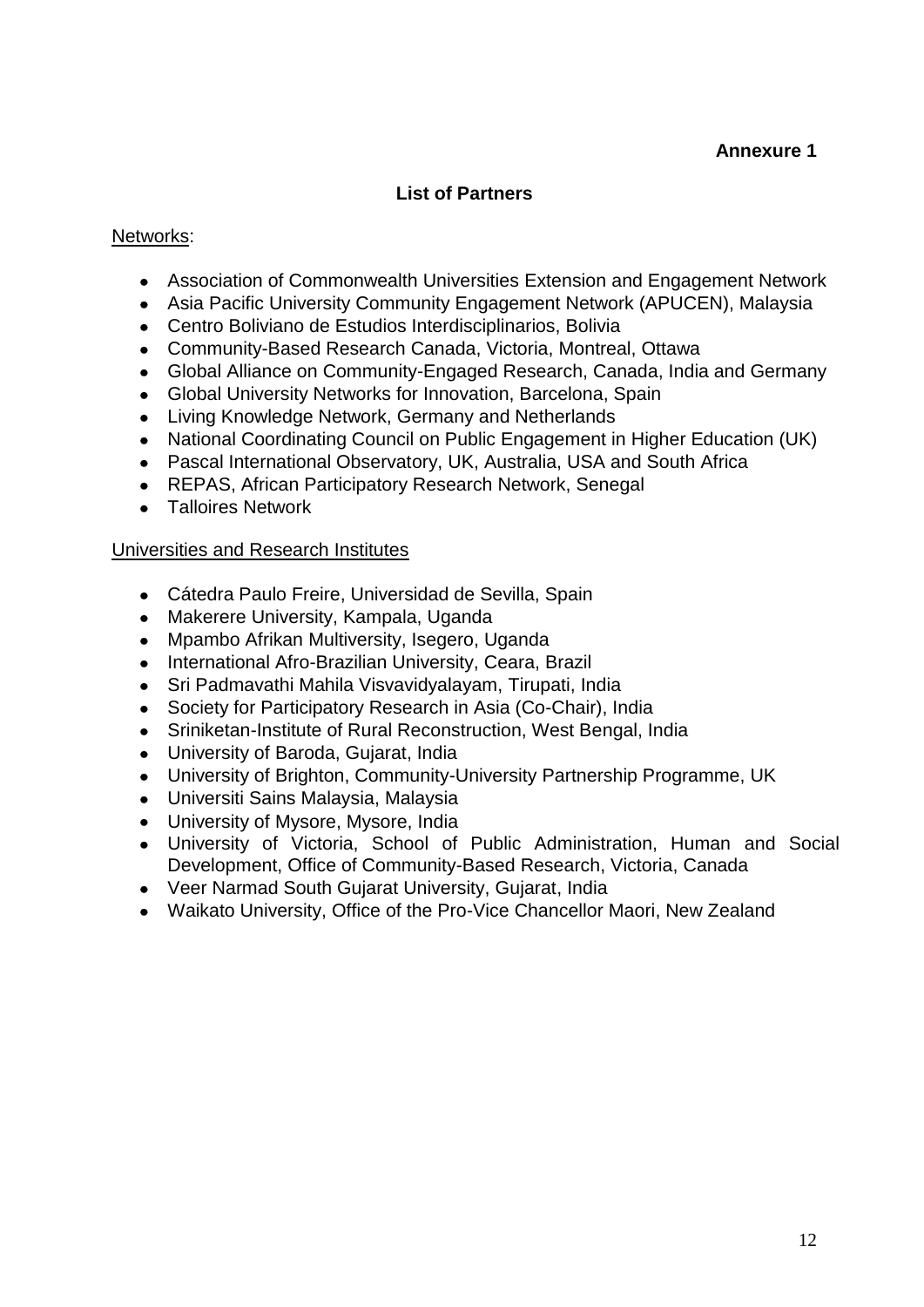**Annexure 1**

## List of Partners

Networks:

- Association of Commonwealth Universities Extension and Engagement Network
- Asia Pacific University Community Engagement Network (APUCEN), Malaysia
- Centro Boliviano de Estudios Interdisciplinarios, Bolivia
- Community-Based Research Canada, Victoria, Montreal, Ottawa
- Global Alliance on Community-Engaged Research, Canada, India and Germany
- Global University Networks for Innovation, Barcelona, Spain
- Living Knowledge Network, Germany and Netherlands
- National Coordinating Council on Public Engagement in Higher Education (UK)
- Pascal International Observatory, UK, Australia, USA and South Africa
- REPAS, African Participatory Research Network, Senegal
- Talloires Network

Universities and Research Institutes

- Cátedra Paulo Freire, Universidad de Sevilla, Spain
- Makerere University, Kampala, Uganda
- Mpambo Afrikan Multiversity, Isegero, Uganda
- International Afro-Brazilian University, Ceara, Brazil
- Sri Padmavathi Mahila Visvavidyalayam, Tirupati, India
- Society for Participatory Research in Asia (Co-Chair), India
- Sriniketan-Institute of Rural Reconstruction, West Bengal, India
- University of Baroda, Gujarat, India
- University of Brighton, Community-University Partnership Programme, UK
- Universiti Sains Malaysia, Malaysia
- University of Mysore, Mysore, India
- University of Victoria, School of Public Administration, Human and Social Development, Office of Community-Based Research, Victoria, Canada
- Veer Narmad South Gujarat University, Gujarat, India
- Waikato University, Office of the Pro-Vice Chancellor Maori, New Zealand